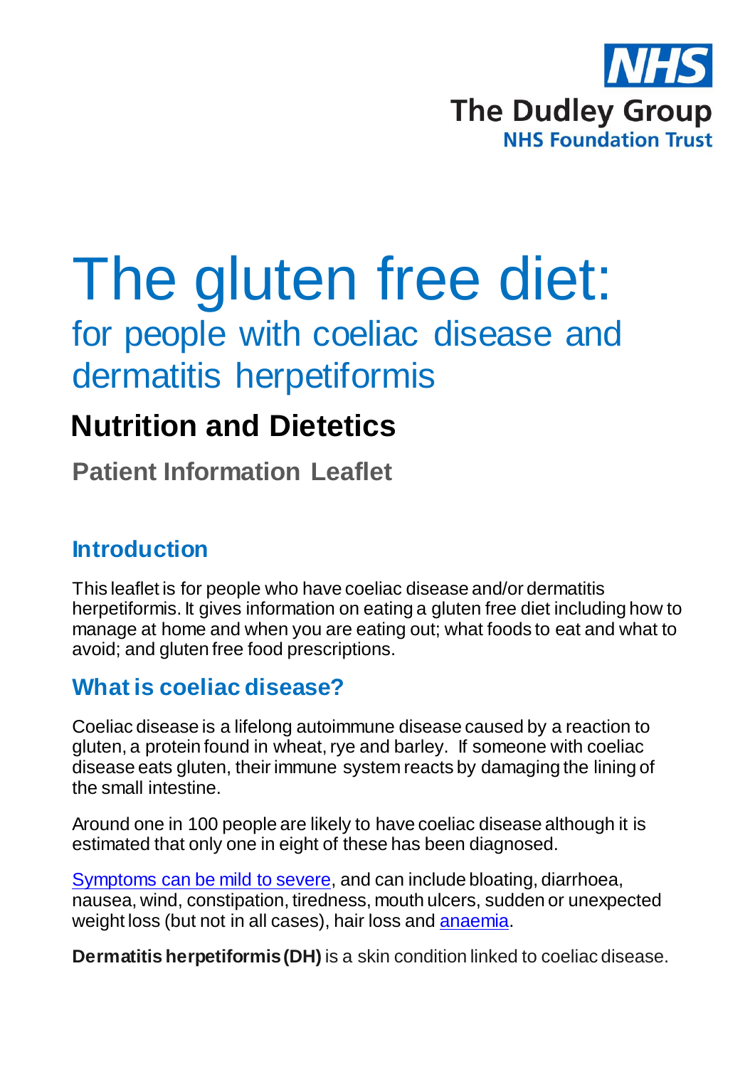NHS

The Dudley Group

NHS Foundation Trust

# The gluten free diet:

## for people with coeliac disease and dermatitis herpetiformis

## Nutrition and Dietetics

**Patient Information Leaflet**

### Introduction

This leaflet is for people who have coeliac disease and/or dermatitis herpetiformis. It gives information on eating a gluten free diet including how to manage at home and when you are eating out; what foods to eat and what to avoid; and gluten free food prescriptions.

### What is coeliac disease?

Coeliac disease is a lifelong autoimmune disease caused by a reaction to gluten, a protein found in wheat, rye and barley. If someone with coeliac disease eats gluten, their immune system reacts by damaging the lining of the small intestine.

Around one in 100 people are likely to have coeliac disease although it is estimated that only one in eight of these has been diagnosed.

Symptoms can be mild to severe, and can include bloating, diarrhoea, nausea, wind, constipation, tiredness, mouth ulcers, sudden or unexpected weight loss (but not in all cases), hair loss and anaemia.

**Dermatitis herpetiformis (DH)** is a skin condition linked to coeliac disease.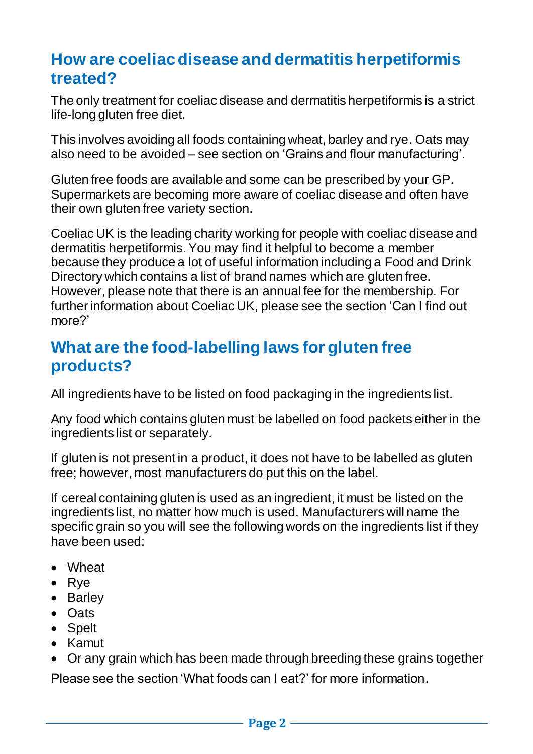## How are coeliac disease and dermatitis herpetiformis treated?

The only treatment for coeliac disease and dermatitis herpetiformis is a strict life-long gluten free diet.

This involves avoiding all foods containing wheat, barley and rye. Oats may also need to be avoided – see section on 'Grains and flour manufacturing'.

Gluten free foods are available and some can be prescribed by your GP. Supermarkets are becoming more aware of coeliac disease and often have their own gluten free variety section.

Coeliac UK is the leading charity working for people with coeliac disease and dermatitis herpetiformis. You may find it helpful to become a member because they produce a lot of useful information including a Food and Drink Directory which contains a list of brand names which are gluten free. However, please note that there is an annual fee for the membership. For further information about Coeliac UK, please see the section 'Can I find out more?'

## What are the food-labelling laws for gluten free products?

All ingredients have to be listed on food packaging in the ingredients list.

Any food which contains gluten must be labelled on food packets either in the ingredients list or separately.

If gluten is not present in a product, it does not have to be labelled as gluten free; however, most manufacturers do put this on the label.

If cereal containing gluten is used as an ingredient, it must be listed on the ingredients list, no matter how much is used. Manufacturers will name the specific grain so you will see the following words on the ingredients list if they have been used:

- Wheat
- Rye
- Barley
- Oats
- Spelt
- Kamut
- Or any grain which has been made through breeding these grains together

Please see the section 'What foods can I eat?' for more information.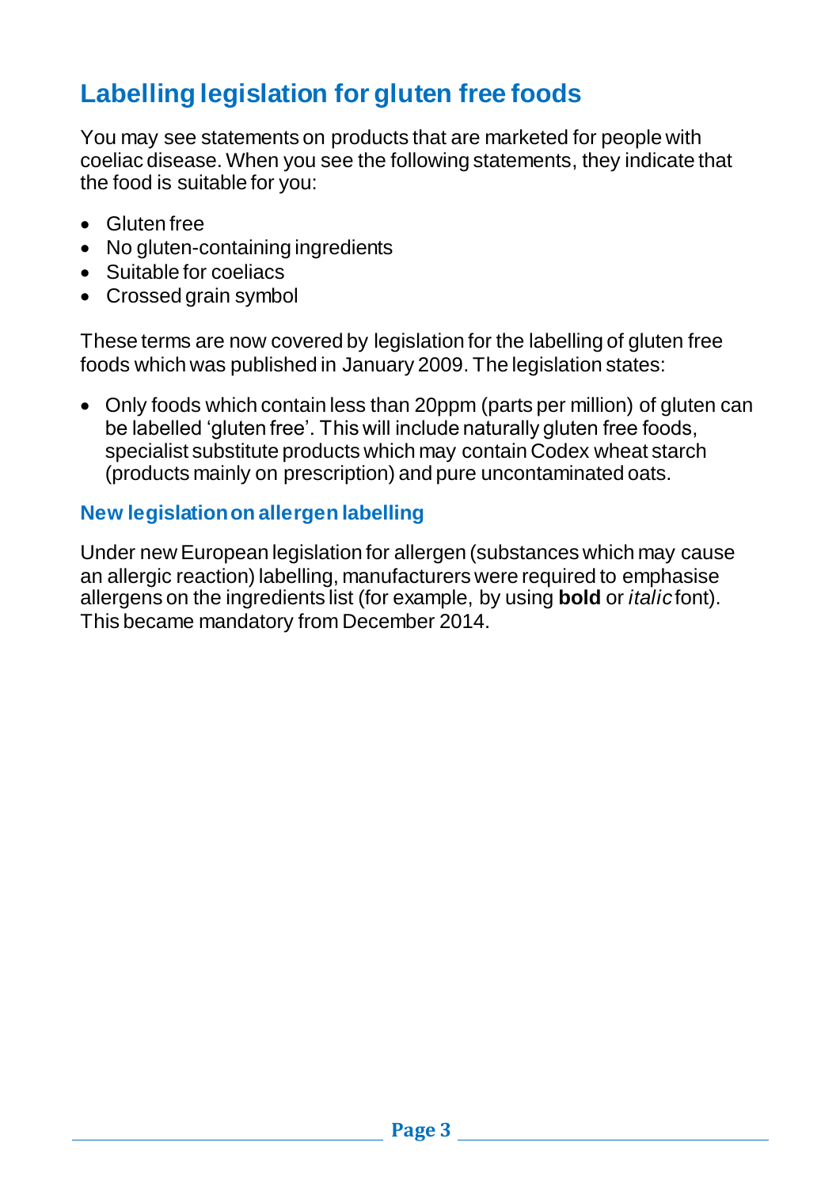## Labelling legislation for gluten free foods

You may see statements on products that are marketed for people with coeliac disease. When you see the following statements, they indicate that the food is suitable for you:

- Gluten free
- No gluten-containing ingredients
- Suitable for coeliacs
- Crossed grain symbol

These terms are now covered by legislation for the labelling of gluten free foods which was published in January 2009. The legislation states:

- Only foods which contain less than 20ppm (parts per million) of gluten can be labelled 'gluten free'. This will include naturally gluten free foods, specialist substitute products which may contain Codex wheat starch (products mainly on prescription) and pure uncontaminated oats.

### New legislation on allergen labelling

Under new European legislation for allergen (substances which may cause an allergic reaction) labelling, manufacturers were required to emphasise allergens on the ingredients list (for example, by using **bold** or *italic* font). This became mandatory from December 2014.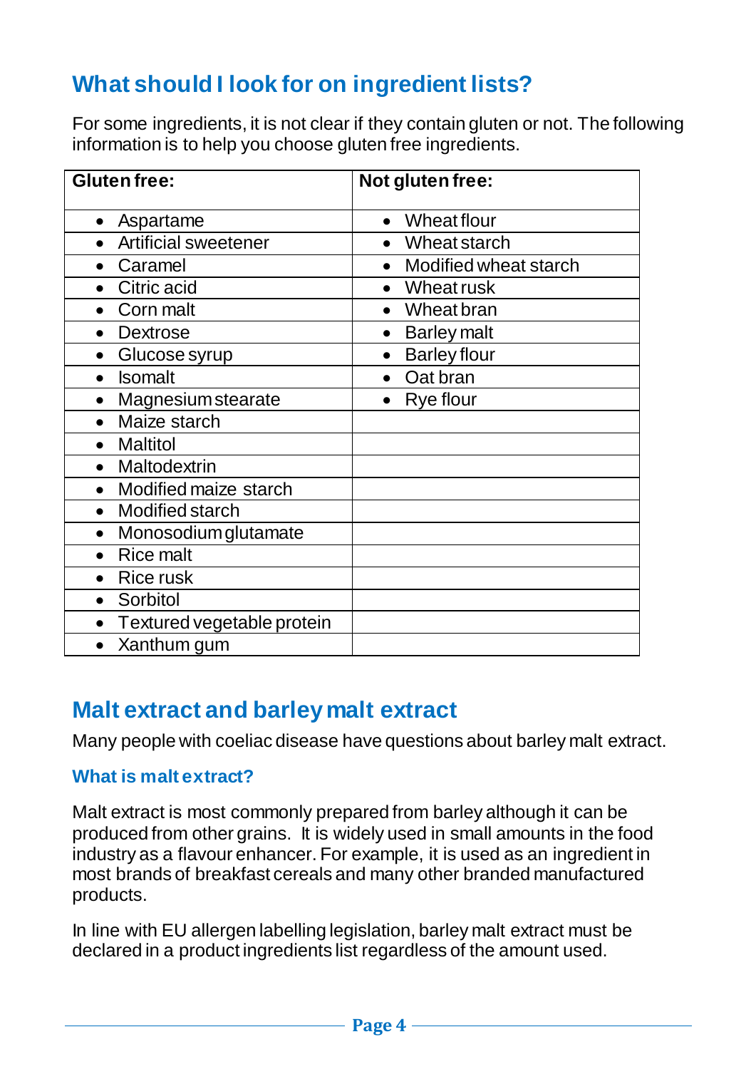## What should I look for on ingredient lists?

For some ingredients, it is not clear if they contain gluten or not. The following information is to help you choose gluten free ingredients.

| Gluten free: | Not gluten free: |
|---|---|
| • Aspartame | • Wheat flour |
| • Artificial sweetener | • Wheat starch |
| • Caramel | • Modified wheat starch |
| • Citric acid | • Wheat rusk |
| • Corn malt | • Wheat bran |
| • Dextrose | • Barley malt |
| • Glucose syrup | • Barley flour |
| • Isomalt | • Oat bran |
| • Magnesium stearate | • Rye flour |
| • Maize starch | |
| • Maltitol | |
| • Maltodextrin | |
| • Modified maize starch | |
| • Modified starch | |
| • Monosodium glutamate | |
| • Rice malt | |
| • Rice rusk | |
| • Sorbitol | |
| • Textured vegetable protein | |
| • Xanthum gum | |

## Malt extract and barley malt extract

Many people with coeliac disease have questions about barley malt extract.

### What is malt extract?

Malt extract is most commonly prepared from barley although it can be produced from other grains. It is widely used in small amounts in the food industry as a flavour enhancer. For example, it is used as an ingredient in most brands of breakfast cereals and many other branded manufactured products.

In line with EU allergen labelling legislation, barley malt extract must be declared in a product ingredients list regardless of the amount used.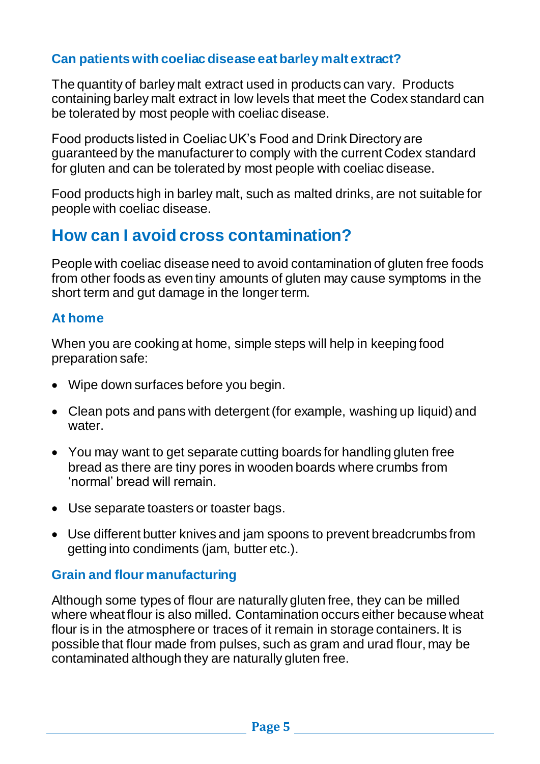### Can patients with coeliac disease eat barley malt extract?

The quantity of barley malt extract used in products can vary. Products containing barley malt extract in low levels that meet the Codex standard can be tolerated by most people with coeliac disease.

Food products listed in Coeliac UK's Food and Drink Directory are guaranteed by the manufacturer to comply with the current Codex standard for gluten and can be tolerated by most people with coeliac disease.

Food products high in barley malt, such as malted drinks, are not suitable for people with coeliac disease.

## How can I avoid cross contamination?

People with coeliac disease need to avoid contamination of gluten free foods from other foods as even tiny amounts of gluten may cause symptoms in the short term and gut damage in the longer term.

### At home

When you are cooking at home, simple steps will help in keeping food preparation safe:

- Wipe down surfaces before you begin.
- Clean pots and pans with detergent (for example, washing up liquid) and water.
- You may want to get separate cutting boards for handling gluten free bread as there are tiny pores in wooden boards where crumbs from 'normal' bread will remain.
- Use separate toasters or toaster bags.
- Use different butter knives and jam spoons to prevent breadcrumbs from getting into condiments (jam, butter etc.).

### Grain and flour manufacturing

Although some types of flour are naturally gluten free, they can be milled where wheat flour is also milled. Contamination occurs either because wheat flour is in the atmosphere or traces of it remain in storage containers. It is possible that flour made from pulses, such as gram and urad flour, may be contaminated although they are naturally gluten free.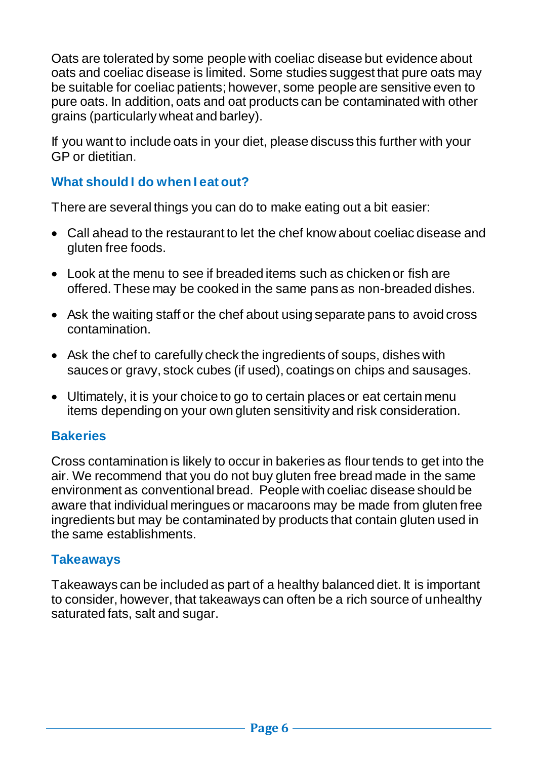Oats are tolerated by some people with coeliac disease but evidence about oats and coeliac disease is limited. Some studies suggest that pure oats may be suitable for coeliac patients; however, some people are sensitive even to pure oats. In addition, oats and oat products can be contaminated with other grains (particularly wheat and barley).

If you want to include oats in your diet, please discuss this further with your GP or dietitian.

## What should I do when I eat out?

There are several things you can do to make eating out a bit easier:

- Call ahead to the restaurant to let the chef know about coeliac disease and gluten free foods.
- Look at the menu to see if breaded items such as chicken or fish are offered. These may be cooked in the same pans as non-breaded dishes.
- Ask the waiting staff or the chef about using separate pans to avoid cross contamination.
- Ask the chef to carefully check the ingredients of soups, dishes with sauces or gravy, stock cubes (if used), coatings on chips and sausages.
- Ultimately, it is your choice to go to certain places or eat certain menu items depending on your own gluten sensitivity and risk consideration.

## Bakeries

Cross contamination is likely to occur in bakeries as flour tends to get into the air. We recommend that you do not buy gluten free bread made in the same environment as conventional bread. People with coeliac disease should be aware that individual meringues or macaroons may be made from gluten free ingredients but may be contaminated by products that contain gluten used in the same establishments.

## Takeaways

Takeaways can be included as part of a healthy balanced diet. It is important to consider, however, that takeaways can often be a rich source of unhealthy saturated fats, salt and sugar.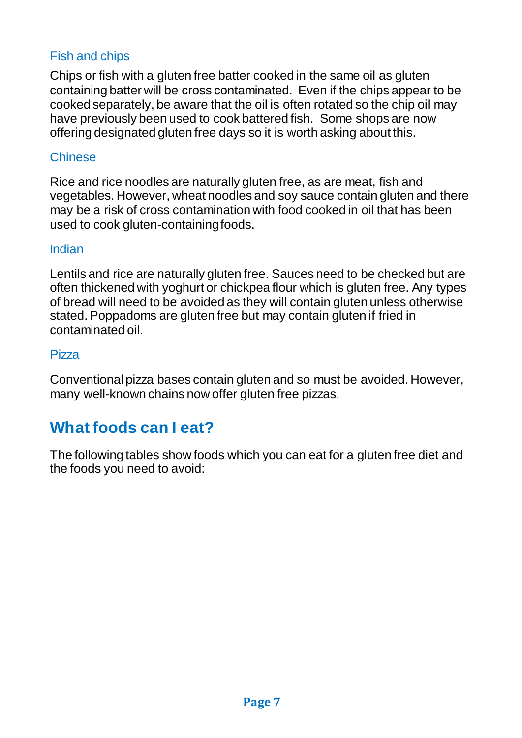### Fish and chips

Chips or fish with a gluten free batter cooked in the same oil as gluten containing batter will be cross contaminated. Even if the chips appear to be cooked separately, be aware that the oil is often rotated so the chip oil may have previously been used to cook battered fish. Some shops are now offering designated gluten free days so it is worth asking about this.

### Chinese

Rice and rice noodles are naturally gluten free, as are meat, fish and vegetables. However, wheat noodles and soy sauce contain gluten and there may be a risk of cross contamination with food cooked in oil that has been used to cook gluten-containing foods.

### Indian

Lentils and rice are naturally gluten free. Sauces need to be checked but are often thickened with yoghurt or chickpea flour which is gluten free. Any types of bread will need to be avoided as they will contain gluten unless otherwise stated. Poppadoms are gluten free but may contain gluten if fried in contaminated oil.

### Pizza

Conventional pizza bases contain gluten and so must be avoided. However, many well-known chains now offer gluten free pizzas.

## What foods can I eat?

The following tables show foods which you can eat for a gluten free diet and the foods you need to avoid: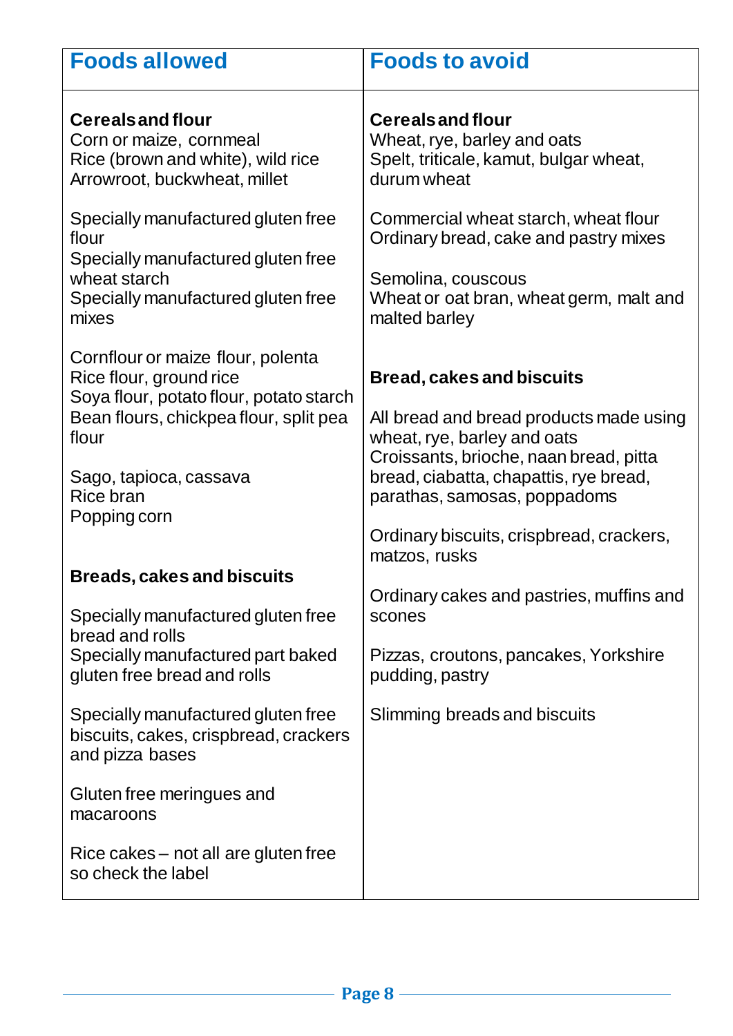| Foods allowed | Foods to avoid |
|---|---|
| **Cereals and flour**<br>Corn or maize, cornmeal<br>Rice (brown and white), wild rice<br>Arrowroot, buckwheat, millet<br><br>Specially manufactured gluten free flour<br>Specially manufactured gluten free wheat starch<br>Specially manufactured gluten free mixes<br><br>Cornflour or maize flour, polenta<br>Rice flour, ground rice<br>Soya flour, potato flour, potato starch<br>Bean flours, chickpea flour, split pea flour<br><br>Sago, tapioca, cassava<br>Rice bran<br>Popping corn | **Cereals and flour**<br>Wheat, rye, barley and oats<br>Spelt, triticale, kamut, bulgar wheat, durum wheat<br><br>Commercial wheat starch, wheat flour<br>Ordinary bread, cake and pastry mixes<br><br>Semolina, couscous<br>Wheat or oat bran, wheat germ, malt and malted barley |
| **Breads, cakes and biscuits**<br><br>Specially manufactured gluten free bread and rolls<br>Specially manufactured part baked gluten free bread and rolls<br><br>Specially manufactured gluten free biscuits, cakes, crispbread, crackers and pizza bases<br><br>Gluten free meringues and macaroons<br><br>Rice cakes – not all are gluten free so check the label | **Bread, cakes and biscuits**<br><br>All bread and bread products made using wheat, rye, barley and oats<br>Croissants, brioche, naan bread, pitta bread, ciabatta, chapattis, rye bread, parathas, samosas, poppadoms<br><br>Ordinary biscuits, crispbread, crackers, matzos, rusks<br><br>Ordinary cakes and pastries, muffins and scones<br><br>Pizzas, croutons, pancakes, Yorkshire pudding, pastry<br><br>Slimming breads and biscuits |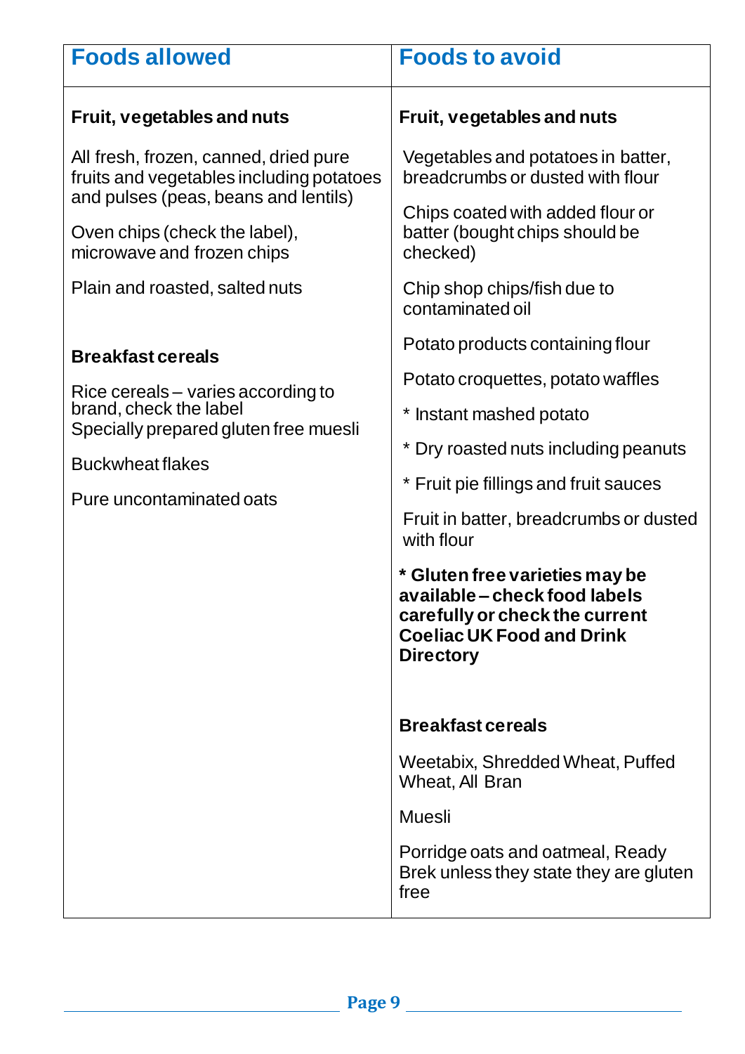| Foods allowed | Foods to avoid |
|---|---|
| **Fruit, vegetables and nuts** | **Fruit, vegetables and nuts** |
| All fresh, frozen, canned, dried pure fruits and vegetables including potatoes and pulses (peas, beans and lentils)<br><br>Oven chips (check the label), microwave and frozen chips<br><br>Plain and roasted, salted nuts | Vegetables and potatoes in batter, breadcrumbs or dusted with flour<br><br>Chips coated with added flour or batter (bought chips should be checked)<br><br>Chip shop chips/fish due to contaminated oil<br><br>Potato products containing flour<br><br>Potato croquettes, potato waffles<br><br>* Instant mashed potato<br><br>* Dry roasted nuts including peanuts<br><br>* Fruit pie fillings and fruit sauces<br><br>Fruit in batter, breadcrumbs or dusted with flour<br><br>**\* Gluten free varieties may be available – check food labels carefully or check the current Coeliac UK Food and Drink Directory** |
| **Breakfast cereals** | **Breakfast cereals** |
| Rice cereals – varies according to brand, check the label<br>Specially prepared gluten free muesli<br><br>Buckwheat flakes<br><br>Pure uncontaminated oats | Weetabix, Shredded Wheat, Puffed Wheat, All Bran<br><br>Muesli<br><br>Porridge oats and oatmeal, Ready Brek unless they state they are gluten free |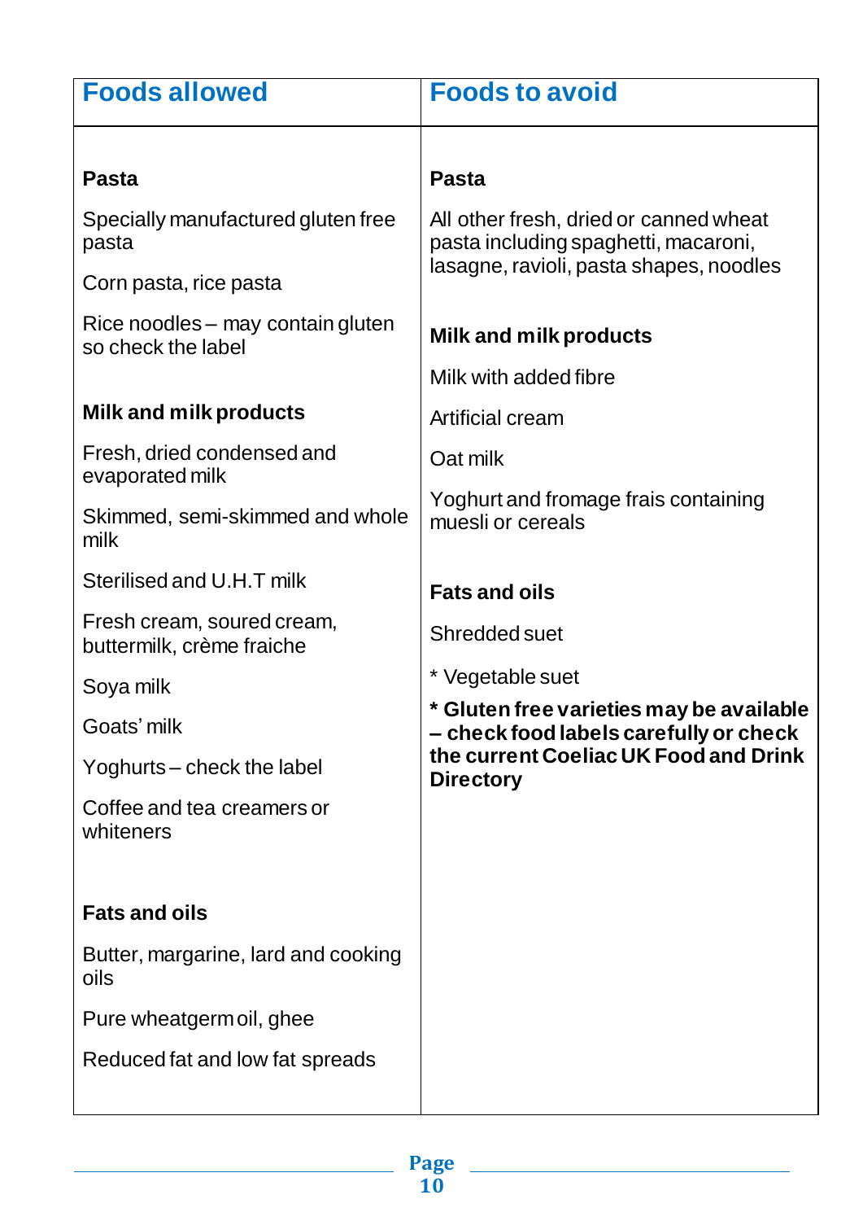| Foods allowed | Foods to avoid |
|---|---|
| **Pasta** | **Pasta** |
| Specially manufactured gluten free pasta<br>Corn pasta, rice pasta<br>Rice noodles – may contain gluten so check the label | All other fresh, dried or canned wheat pasta including spaghetti, macaroni, lasagne, ravioli, pasta shapes, noodles |
| **Milk and milk products** | **Milk and milk products** |
| Fresh, dried condensed and evaporated milk<br>Skimmed, semi-skimmed and whole milk<br>Sterilised and U.H.T milk<br>Fresh cream, soured cream, buttermilk, crème fraiche<br>Soya milk<br>Goats' milk<br>Yoghurts – check the label<br>Coffee and tea creamers or whiteners | Milk with added fibre<br>Artificial cream<br>Oat milk<br>Yoghurt and fromage frais containing muesli or cereals |
| **Fats and oils** | **Fats and oils** |
| Butter, margarine, lard and cooking oils<br>Pure wheatgerm oil, ghee<br>Reduced fat and low fat spreads | Shredded suet<br>* Vegetable suet<br>**\* Gluten free varieties may be available – check food labels carefully or check the current Coeliac UK Food and Drink Directory** |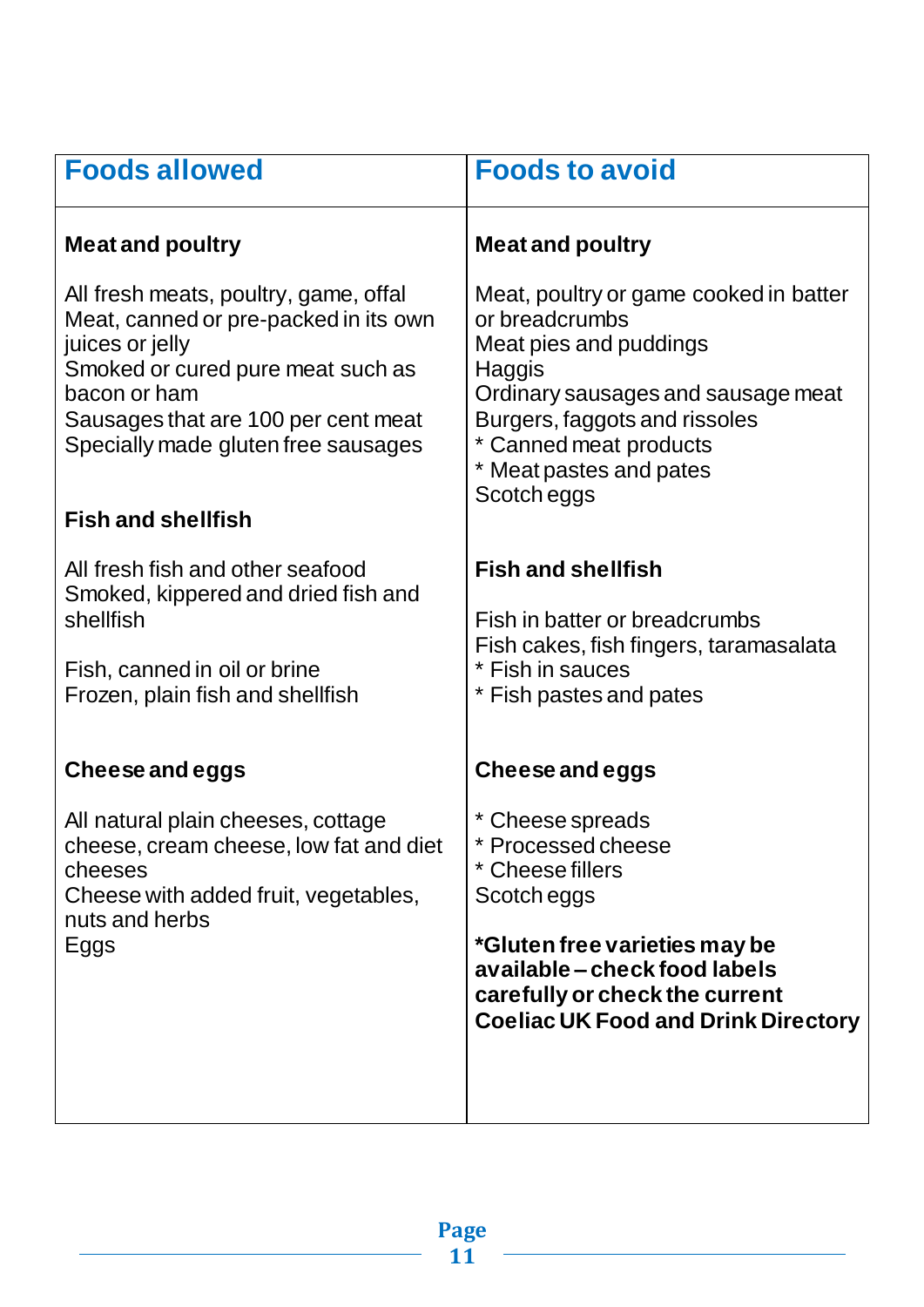| Foods allowed | Foods to avoid |
|---|---|
| **Meat and poultry** | **Meat and poultry** |
| All fresh meats, poultry, game, offal<br>Meat, canned or pre-packed in its own juices or jelly<br>Smoked or cured pure meat such as bacon or ham<br>Sausages that are 100 per cent meat<br>Specially made gluten free sausages | Meat, poultry or game cooked in batter or breadcrumbs<br>Meat pies and puddings<br>Haggis<br>Ordinary sausages and sausage meat<br>Burgers, faggots and rissoles<br>* Canned meat products<br>* Meat pastes and pates<br>Scotch eggs |
| **Fish and shellfish** | **Fish and shellfish** |
| All fresh fish and other seafood<br>Smoked, kippered and dried fish and shellfish<br><br>Fish, canned in oil or brine<br>Frozen, plain fish and shellfish | Fish in batter or breadcrumbs<br>Fish cakes, fish fingers, taramasalata<br>* Fish in sauces<br>* Fish pastes and pates |
| **Cheese and eggs** | **Cheese and eggs** |
| All natural plain cheeses, cottage cheese, cream cheese, low fat and diet cheeses<br>Cheese with added fruit, vegetables, nuts and herbs<br>Eggs | * Cheese spreads<br>* Processed cheese<br>* Cheese fillers<br>Scotch eggs<br><br>**\*Gluten free varieties may be available – check food labels carefully or check the current Coeliac UK Food and Drink Directory** |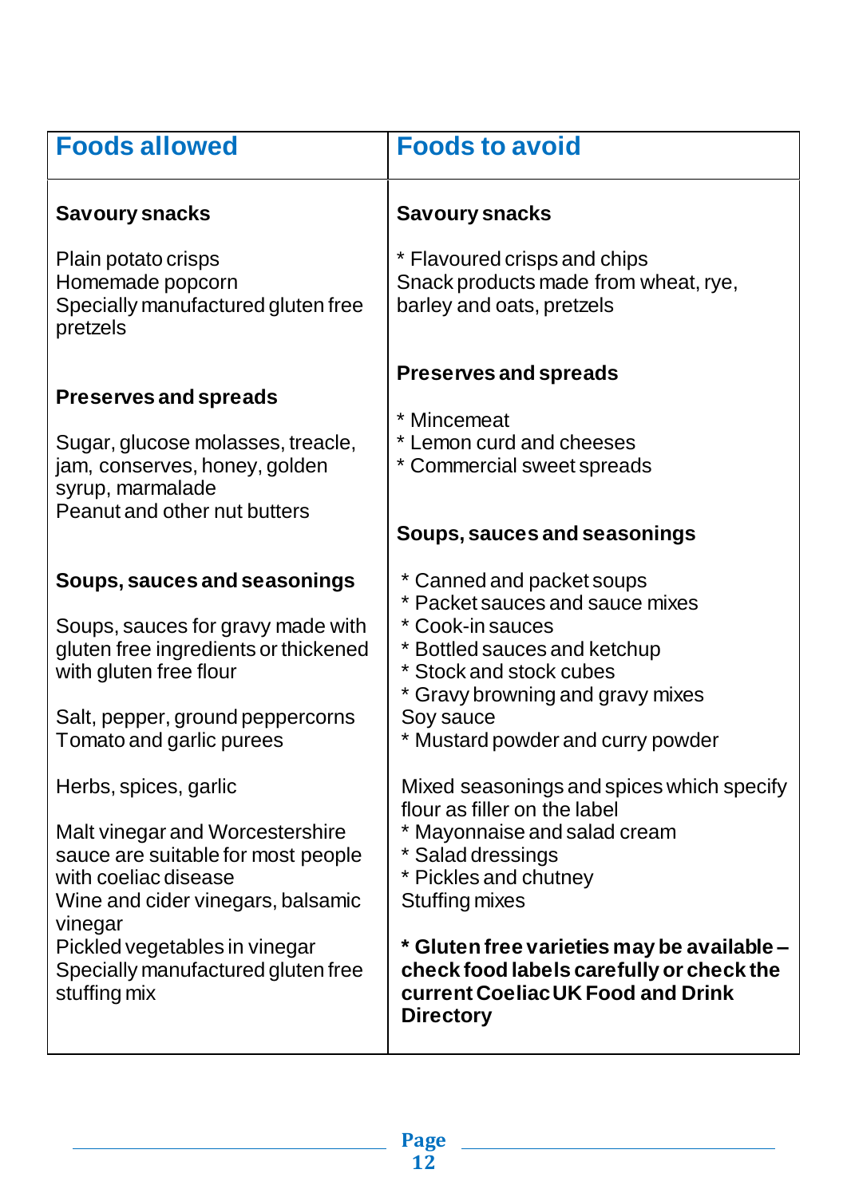| Foods allowed | Foods to avoid |
|---|---|
| **Savoury snacks**<br><br>Plain potato crisps<br>Homemade popcorn<br>Specially manufactured gluten free pretzels | **Savoury snacks**<br><br>* Flavoured crisps and chips<br>Snack products made from wheat, rye, barley and oats, pretzels |
| **Preserves and spreads**<br><br>Sugar, glucose molasses, treacle, jam, conserves, honey, golden syrup, marmalade<br>Peanut and other nut butters | **Preserves and spreads**<br><br>* Mincemeat<br>* Lemon curd and cheeses<br>* Commercial sweet spreads |
| **Soups, sauces and seasonings**<br><br>Soups, sauces for gravy made with gluten free ingredients or thickened with gluten free flour<br><br>Salt, pepper, ground peppercorns<br>Tomato and garlic purees<br><br>Herbs, spices, garlic<br><br>Malt vinegar and Worcestershire sauce are suitable for most people with coeliac disease<br>Wine and cider vinegars, balsamic vinegar<br>Pickled vegetables in vinegar<br>Specially manufactured gluten free stuffing mix | **Soups, sauces and seasonings**<br><br>* Canned and packet soups<br>* Packet sauces and sauce mixes<br>* Cook-in sauces<br>* Bottled sauces and ketchup<br>* Stock and stock cubes<br>* Gravy browning and gravy mixes<br>Soy sauce<br>* Mustard powder and curry powder<br><br>Mixed seasonings and spices which specify flour as filler on the label<br>* Mayonnaise and salad cream<br>* Salad dressings<br>* Pickles and chutney<br>Stuffing mixes<br><br>**\* Gluten free varieties may be available – check food labels carefully or check the current Coeliac UK Food and Drink Directory** |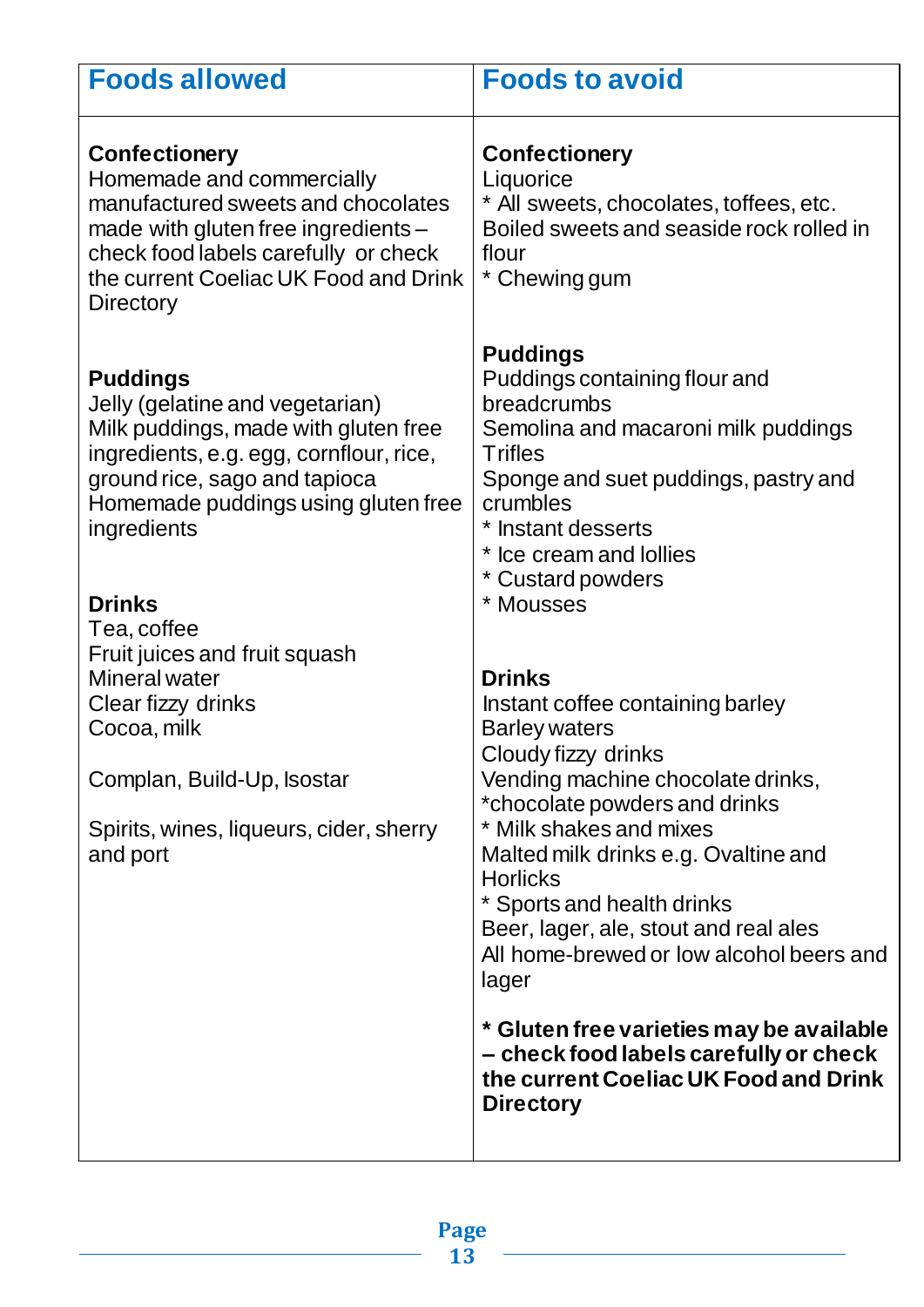| Foods allowed | Foods to avoid |
|---|---|
| **Confectionery**<br>Homemade and commercially manufactured sweets and chocolates made with gluten free ingredients – check food labels carefully or check the current Coeliac UK Food and Drink Directory | **Confectionery**<br>Liquorice<br>* All sweets, chocolates, toffees, etc.<br>Boiled sweets and seaside rock rolled in flour<br>* Chewing gum |
| **Puddings**<br>Jelly (gelatine and vegetarian)<br>Milk puddings, made with gluten free ingredients, e.g. egg, cornflour, rice, ground rice, sago and tapioca<br>Homemade puddings using gluten free ingredients | **Puddings**<br>Puddings containing flour and breadcrumbs<br>Semolina and macaroni milk puddings<br>Trifles<br>Sponge and suet puddings, pastry and crumbles<br>* Instant desserts<br>* Ice cream and lollies<br>* Custard powders<br>* Mousses |
| **Drinks**<br>Tea, coffee<br>Fruit juices and fruit squash<br>Mineral water<br>Clear fizzy drinks<br>Cocoa, milk<br><br>Complan, Build-Up, Isostar<br><br>Spirits, wines, liqueurs, cider, sherry and port | **Drinks**<br>Instant coffee containing barley<br>Barley waters<br>Cloudy fizzy drinks<br>Vending machine chocolate drinks, *chocolate powders and drinks<br>* Milk shakes and mixes<br>Malted milk drinks e.g. Ovaltine and Horlicks<br>* Sports and health drinks<br>Beer, lager, ale, stout and real ales<br>All home-brewed or low alcohol beers and lager<br><br>**\* Gluten free varieties may be available – check food labels carefully or check the current Coeliac UK Food and Drink Directory** |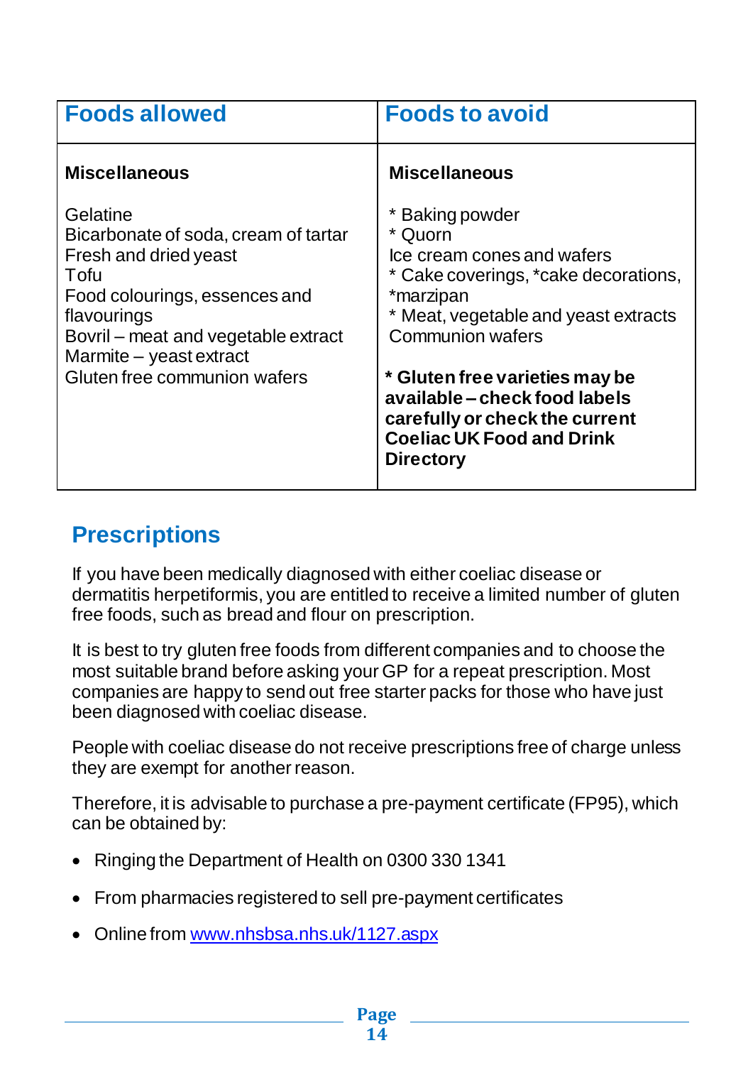| Foods allowed | Foods to avoid |
|---|---|
| **Miscellaneous**<br><br>Gelatine<br>Bicarbonate of soda, cream of tartar<br>Fresh and dried yeast<br>Tofu<br>Food colourings, essences and flavourings<br>Bovril – meat and vegetable extract<br>Marmite – yeast extract<br>Gluten free communion wafers | **Miscellaneous**<br><br>* Baking powder<br>* Quorn<br>Ice cream cones and wafers<br>* Cake coverings, *cake decorations, *marzipan<br>* Meat, vegetable and yeast extracts<br>Communion wafers<br><br>**\* Gluten free varieties may be available – check food labels carefully or check the current Coeliac UK Food and Drink Directory** |

## Prescriptions

If you have been medically diagnosed with either coeliac disease or dermatitis herpetiformis, you are entitled to receive a limited number of gluten free foods, such as bread and flour on prescription.

It is best to try gluten free foods from different companies and to choose the most suitable brand before asking your GP for a repeat prescription. Most companies are happy to send out free starter packs for those who have just been diagnosed with coeliac disease.

People with coeliac disease do not receive prescriptions free of charge unless they are exempt for another reason.

Therefore, it is advisable to purchase a pre-payment certificate (FP95), which can be obtained by:

- Ringing the Department of Health on 0300 330 1341
- From pharmacies registered to sell pre-payment certificates
- Online from [www.nhsbsa.nhs.uk/1127.aspx](www.nhsbsa.nhs.uk/1127.aspx)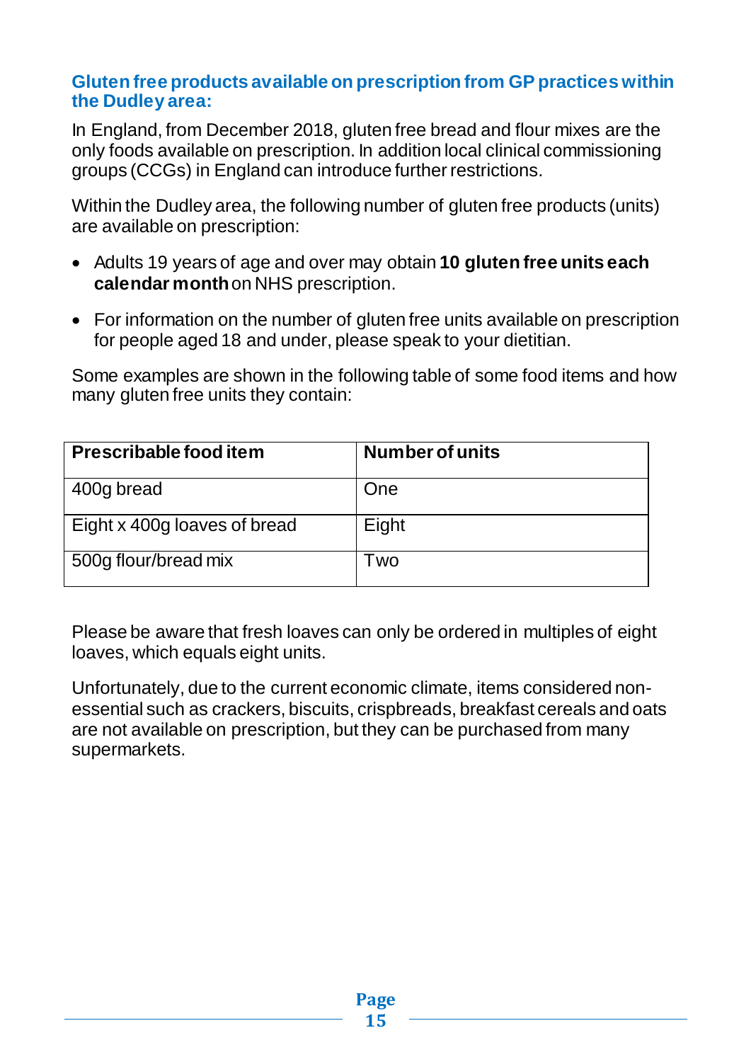## Gluten free products available on prescription from GP practices within the Dudley area:

In England, from December 2018, gluten free bread and flour mixes are the only foods available on prescription. In addition local clinical commissioning groups (CCGs) in England can introduce further restrictions.

Within the Dudley area, the following number of gluten free products (units) are available on prescription:

- Adults 19 years of age and over may obtain **10 gluten free units each calendar month** on NHS prescription.
- For information on the number of gluten free units available on prescription for people aged 18 and under, please speak to your dietitian.

Some examples are shown in the following table of some food items and how many gluten free units they contain:

| **Prescribable food item** | **Number of units** |
|---|---|
| 400g bread | One |
| Eight x 400g loaves of bread | Eight |
| 500g flour/bread mix | Two |

Please be aware that fresh loaves can only be ordered in multiples of eight loaves, which equals eight units.

Unfortunately, due to the current economic climate, items considered non-essential such as crackers, biscuits, crispbreads, breakfast cereals and oats are not available on prescription, but they can be purchased from many supermarkets.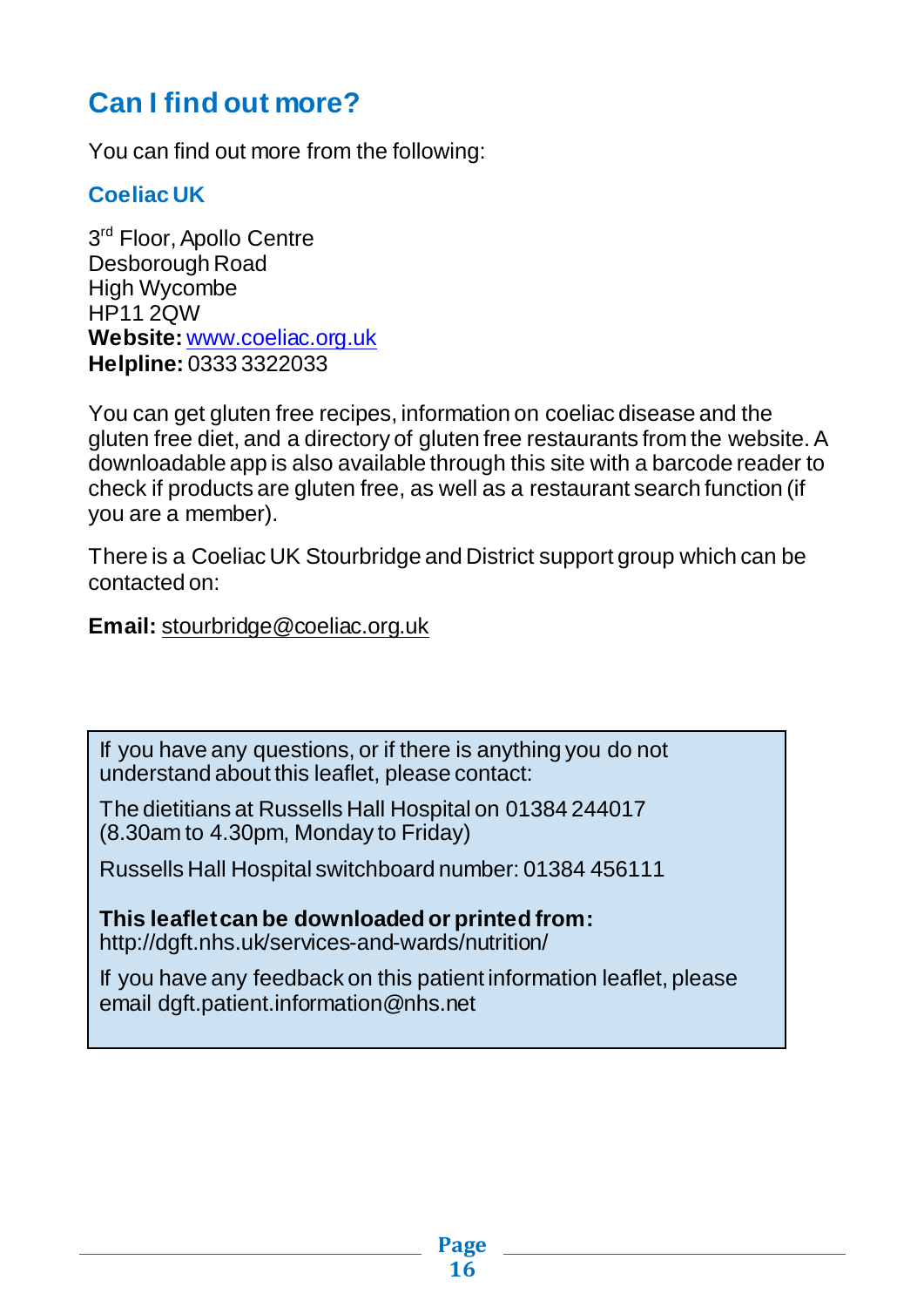## Can I find out more?

You can find out more from the following:

### Coeliac UK

3rd Floor, Apollo Centre
Desborough Road
High Wycombe
HP11 2QW
**Website:** www.coeliac.org.uk
**Helpline:** 0333 3322033

You can get gluten free recipes, information on coeliac disease and the gluten free diet, and a directory of gluten free restaurants from the website. A downloadable app is also available through this site with a barcode reader to check if products are gluten free, as well as a restaurant search function (if you are a member).

There is a Coeliac UK Stourbridge and District support group which can be contacted on:

**Email:** stourbridge@coeliac.org.uk

If you have any questions, or if there is anything you do not understand about this leaflet, please contact:

The dietitians at Russells Hall Hospital on 01384 244017 (8.30am to 4.30pm, Monday to Friday)

Russells Hall Hospital switchboard number: 01384 456111

**This leaflet can be downloaded or printed from:**
http://dgft.nhs.uk/services-and-wards/nutrition/

If you have any feedback on this patient information leaflet, please email dgft.patient.information@nhs.net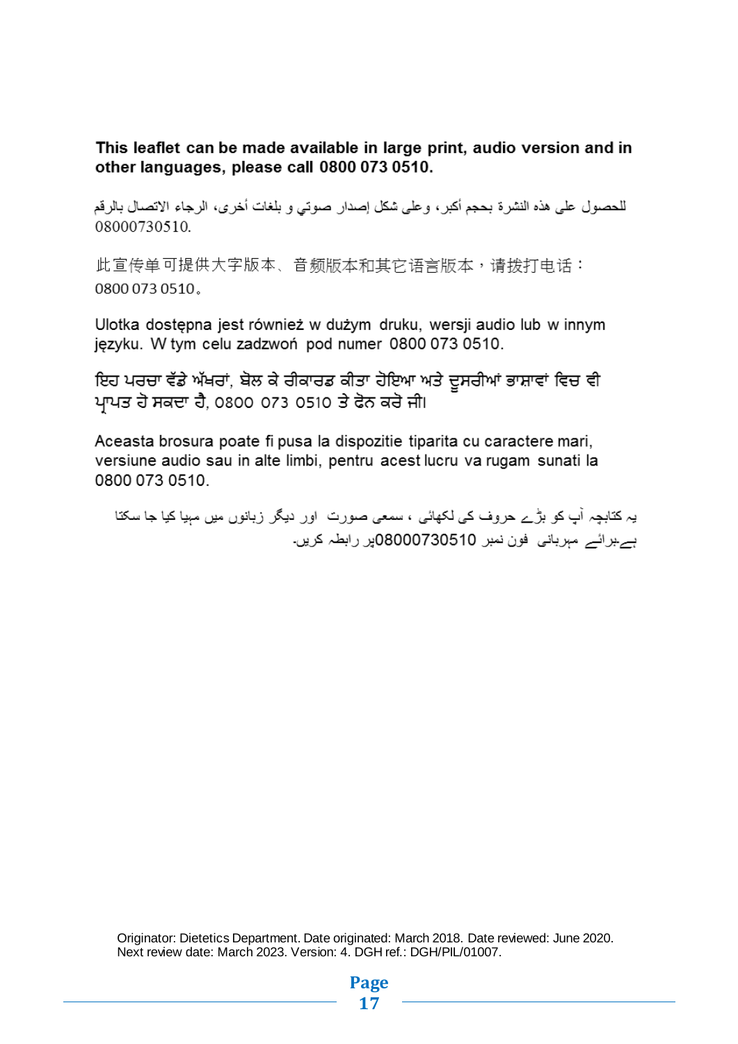**This leaflet can be made available in large print, audio version and in other languages, please call 0800 073 0510.**

للحصول على هذه النشرة بحجم أكبر، وعلى شكل إصدار صوتي و بلغات أخرى، الرجاء الاتصال بالرقم 08000730510.

此宣传单可提供大字版本、音频版本和其它语言版本，请拨打电话：0800 073 0510。

Ulotka dostępna jest również w dużym druku, wersji audio lub w innym języku. W tym celu zadzwoń pod numer 0800 073 0510.

ਇਹ ਪਰਚਾ ਵੱਡੇ ਅੱਖਰਾਂ, ਬੋਲ ਕੇ ਰੀਕਾਰਡ ਕੀਤਾ ਹੋਇਆ ਅਤੇ ਦੂਸਰੀਆਂ ਭਾਸ਼ਾਵਾਂ ਵਿਚ ਵੀ ਪ੍ਰਾਪਤ ਹੋ ਸਕਦਾ ਹੈ, 0800 073 0510 ਤੇ ਫੋਨ ਕਰੋ ਜੀ।

Aceasta brosura poate fi pusa la dispozitie tiparita cu caractere mari, versiune audio sau in alte limbi, pentru acest lucru va rugam sunati la 0800 073 0510.

یہ کتابچہ آپ کو بڑے حروف کی لکھائی ، سمعی صورت اور دیگر زبانوں میں مہیا کیا جا سکتا ہےبرائے مہربانی فون نمبر 08000730510پر رابطہ کریں۔

Originator: Dietetics Department. Date originated: March 2018. Date reviewed: June 2020. Next review date: March 2023. Version: 4. DGH ref.: DGH/PIL/01007.